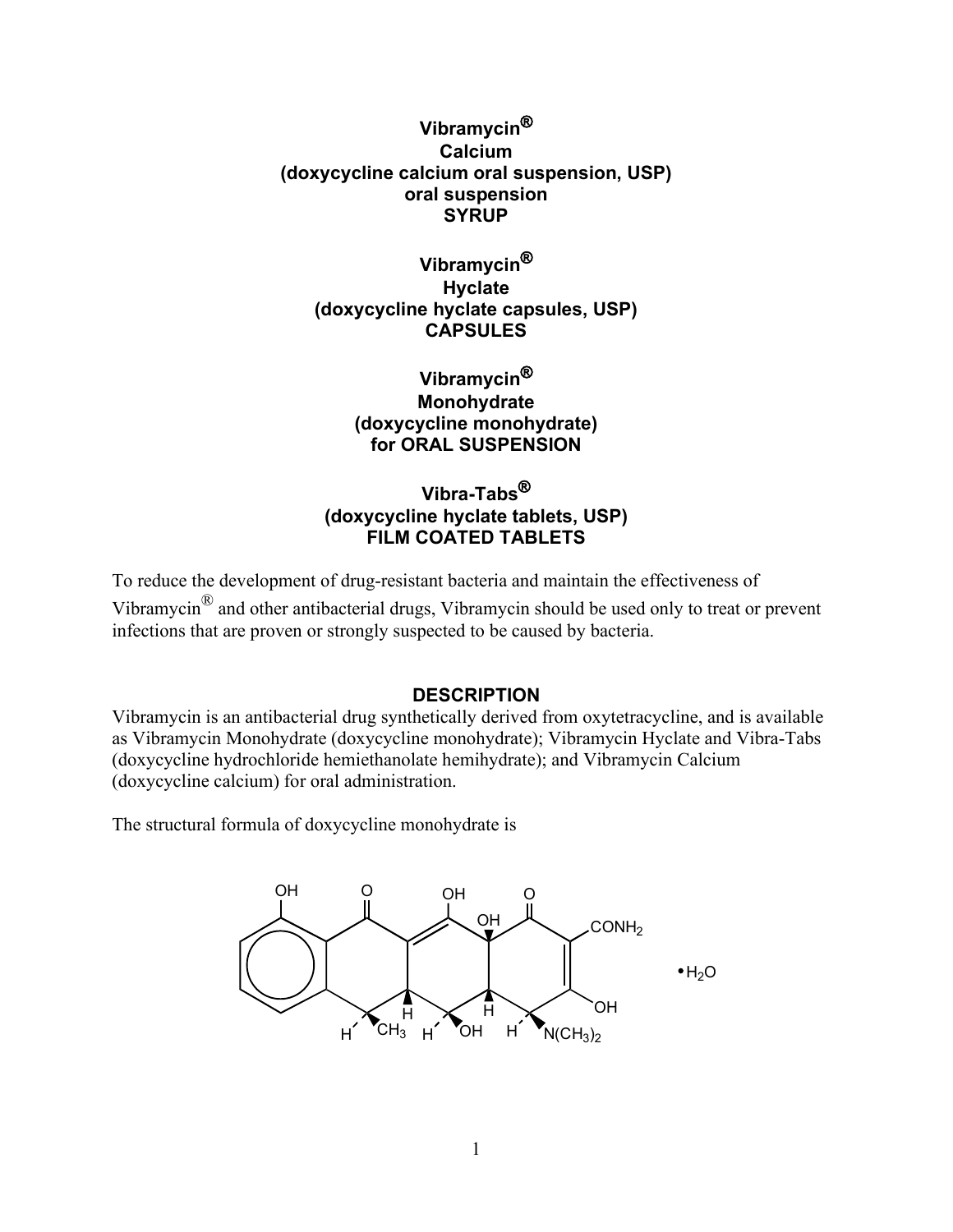**Vibramycin®**
**Calcium**
**(doxycycline calcium oral suspension, USP)**
**oral suspension**
**SYRUP**

**Vibramycin®**
**Hyclate**
**(doxycycline hyclate capsules, USP)**
**CAPSULES**

**Vibramycin®**
**Monohydrate**
**(doxycycline monohydrate)**
**for ORAL SUSPENSION**

**Vibra-Tabs®**
**(doxycycline hyclate tablets, USP)**
**FILM COATED TABLETS**

To reduce the development of drug-resistant bacteria and maintain the effectiveness of Vibramycin® and other antibacterial drugs, Vibramycin should be used only to treat or prevent infections that are proven or strongly suspected to be caused by bacteria.

## DESCRIPTION

Vibramycin is an antibacterial drug synthetically derived from oxytetracycline, and is available as Vibramycin Monohydrate (doxycycline monohydrate); Vibramycin Hyclate and Vibra-Tabs (doxycycline hydrochloride hemiethanolate hemihydrate); and Vibramycin Calcium (doxycycline calcium) for oral administration.

The structural formula of doxycycline monohydrate is

• $H_2O$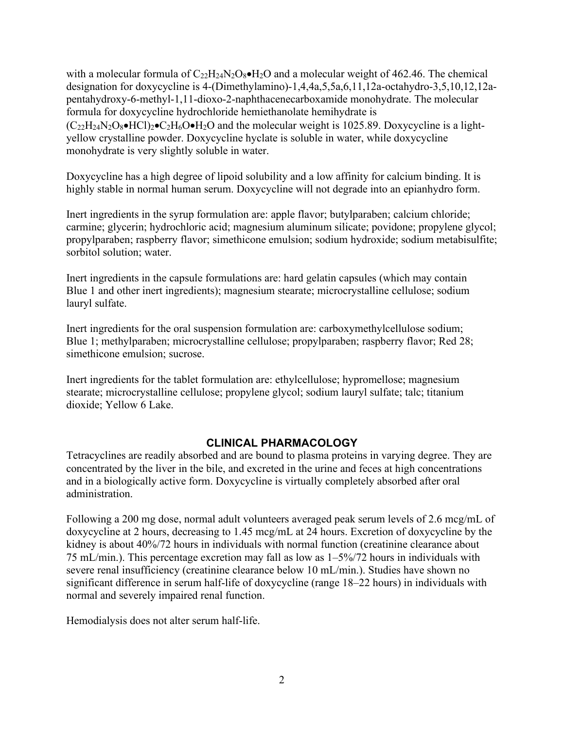with a molecular formula of $C_{22}H_{24}N_2O_8 \bullet H_2O$ and a molecular weight of 462.46. The chemical designation for doxycycline is 4-(Dimethylamino)-1,4,4a,5,5a,6,11,12a-octahydro-3,5,10,12,12a-pentahydroxy-6-methyl-1,11-dioxo-2-naphthacenecarboxamide monohydrate. The molecular formula for doxycycline hydrochloride hemiethanolate hemihydrate is $(C_{22}H_{24}N_2O_8 \bullet HCl)_2 \bullet C_2H_6O \bullet H_2O$ and the molecular weight is 1025.89. Doxycycline is a light-yellow crystalline powder. Doxycycline hyclate is soluble in water, while doxycycline monohydrate is very slightly soluble in water.

Doxycycline has a high degree of lipoid solubility and a low affinity for calcium binding. It is highly stable in normal human serum. Doxycycline will not degrade into an epianhydro form.

Inert ingredients in the syrup formulation are: apple flavor; butylparaben; calcium chloride; carmine; glycerin; hydrochloric acid; magnesium aluminum silicate; povidone; propylene glycol; propylparaben; raspberry flavor; simethicone emulsion; sodium hydroxide; sodium metabisulfite; sorbitol solution; water.

Inert ingredients in the capsule formulations are: hard gelatin capsules (which may contain Blue 1 and other inert ingredients); magnesium stearate; microcrystalline cellulose; sodium lauryl sulfate.

Inert ingredients for the oral suspension formulation are: carboxymethylcellulose sodium; Blue 1; methylparaben; microcrystalline cellulose; propylparaben; raspberry flavor; Red 28; simethicone emulsion; sucrose.

Inert ingredients for the tablet formulation are: ethylcellulose; hypromellose; magnesium stearate; microcrystalline cellulose; propylene glycol; sodium lauryl sulfate; talc; titanium dioxide; Yellow 6 Lake.

## CLINICAL PHARMACOLOGY

Tetracyclines are readily absorbed and are bound to plasma proteins in varying degree. They are concentrated by the liver in the bile, and excreted in the urine and feces at high concentrations and in a biologically active form. Doxycycline is virtually completely absorbed after oral administration.

Following a 200 mg dose, normal adult volunteers averaged peak serum levels of 2.6 mcg/mL of doxycycline at 2 hours, decreasing to 1.45 mcg/mL at 24 hours. Excretion of doxycycline by the kidney is about 40%/72 hours in individuals with normal function (creatinine clearance about 75 mL/min.). This percentage excretion may fall as low as 1–5%/72 hours in individuals with severe renal insufficiency (creatinine clearance below 10 mL/min.). Studies have shown no significant difference in serum half-life of doxycycline (range 18–22 hours) in individuals with normal and severely impaired renal function.

Hemodialysis does not alter serum half-life.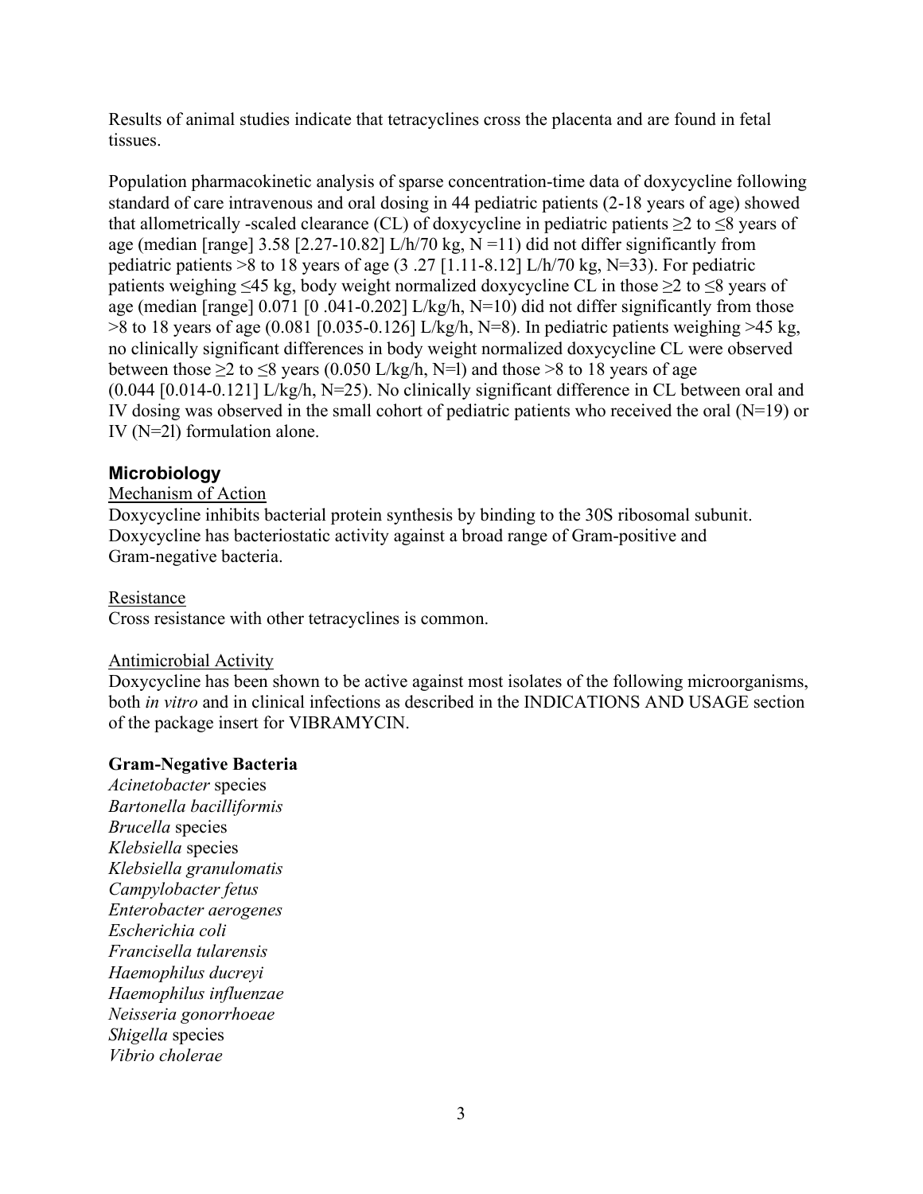Results of animal studies indicate that tetracyclines cross the placenta and are found in fetal tissues.

Population pharmacokinetic analysis of sparse concentration-time data of doxycycline following standard of care intravenous and oral dosing in 44 pediatric patients (2-18 years of age) showed that allometrically -scaled clearance (CL) of doxycycline in pediatric patients ≥2 to ≤8 years of age (median [range] 3.58 [2.27-10.82] L/h/70 kg, N =11) did not differ significantly from pediatric patients >8 to 18 years of age (3 .27 [1.11-8.12] L/h/70 kg, N=33). For pediatric patients weighing ≤45 kg, body weight normalized doxycycline CL in those ≥2 to ≤8 years of age (median [range] 0.071 [0 .041-0.202] L/kg/h, N=10) did not differ significantly from those >8 to 18 years of age (0.081 [0.035-0.126] L/kg/h, N=8). In pediatric patients weighing >45 kg, no clinically significant differences in body weight normalized doxycycline CL were observed between those ≥2 to ≤8 years (0.050 L/kg/h, N=l) and those >8 to 18 years of age (0.044 [0.014-0.121] L/kg/h, N=25). No clinically significant difference in CL between oral and IV dosing was observed in the small cohort of pediatric patients who received the oral (N=19) or IV (N=2l) formulation alone.

## Microbiology

Mechanism of Action

Doxycycline inhibits bacterial protein synthesis by binding to the 30S ribosomal subunit. Doxycycline has bacteriostatic activity against a broad range of Gram-positive and Gram-negative bacteria.

Resistance

Cross resistance with other tetracyclines is common.

Antimicrobial Activity

Doxycycline has been shown to be active against most isolates of the following microorganisms, both *in vitro* and in clinical infections as described in the INDICATIONS AND USAGE section of the package insert for VIBRAMYCIN.

**Gram-Negative Bacteria**

*Acinetobacter* species
*Bartonella bacilliformis*
*Brucella* species
*Klebsiella* species
*Klebsiella granulomatis*
*Campylobacter fetus*
*Enterobacter aerogenes*
*Escherichia coli*
*Francisella tularensis*
*Haemophilus ducreyi*
*Haemophilus influenzae*
*Neisseria gonorrhoeae*
*Shigella* species
*Vibrio cholerae*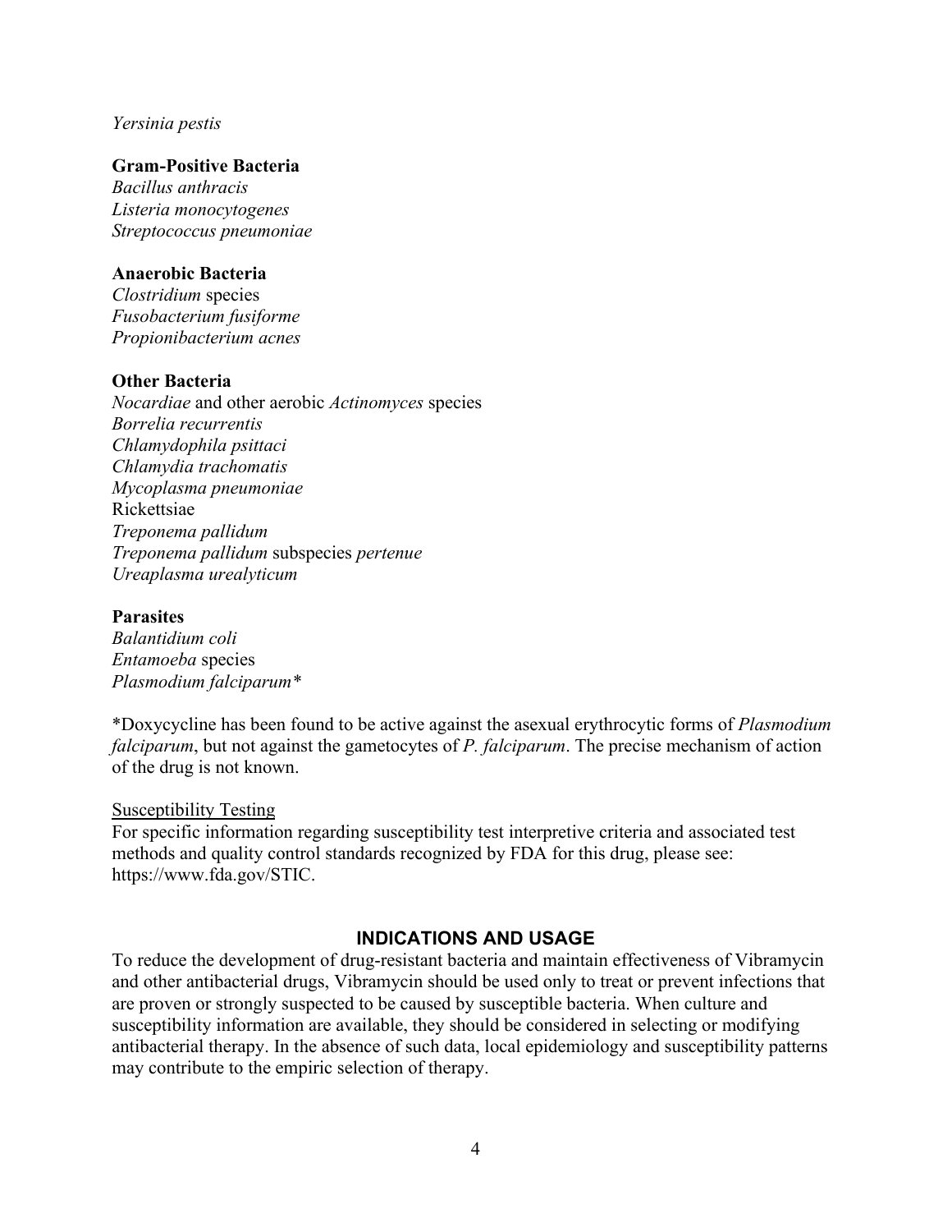*Yersinia pestis*

**Gram-Positive Bacteria**
*Bacillus anthracis*
*Listeria monocytogenes*
*Streptococcus pneumoniae*

**Anaerobic Bacteria**
*Clostridium* species
*Fusobacterium fusiforme*
*Propionibacterium acnes*

**Other Bacteria**
*Nocardiae* and other aerobic *Actinomyces* species
*Borrelia recurrentis*
*Chlamydophila psittaci*
*Chlamydia trachomatis*
*Mycoplasma pneumoniae*
Rickettsiae
*Treponema pallidum*
*Treponema pallidum* subspecies *pertenue*
*Ureaplasma urealyticum*

**Parasites**
*Balantidium coli*
*Entamoeba* species
*Plasmodium falciparum**

*Doxycycline has been found to be active against the asexual erythrocytic forms of *Plasmodium falciparum*, but not against the gametocytes of *P. falciparum*. The precise mechanism of action of the drug is not known.

<u>Susceptibility Testing</u>
For specific information regarding susceptibility test interpretive criteria and associated test methods and quality control standards recognized by FDA for this drug, please see: https://www.fda.gov/STIC.

## INDICATIONS AND USAGE

To reduce the development of drug-resistant bacteria and maintain effectiveness of Vibramycin and other antibacterial drugs, Vibramycin should be used only to treat or prevent infections that are proven or strongly suspected to be caused by susceptible bacteria. When culture and susceptibility information are available, they should be considered in selecting or modifying antibacterial therapy. In the absence of such data, local epidemiology and susceptibility patterns may contribute to the empiric selection of therapy.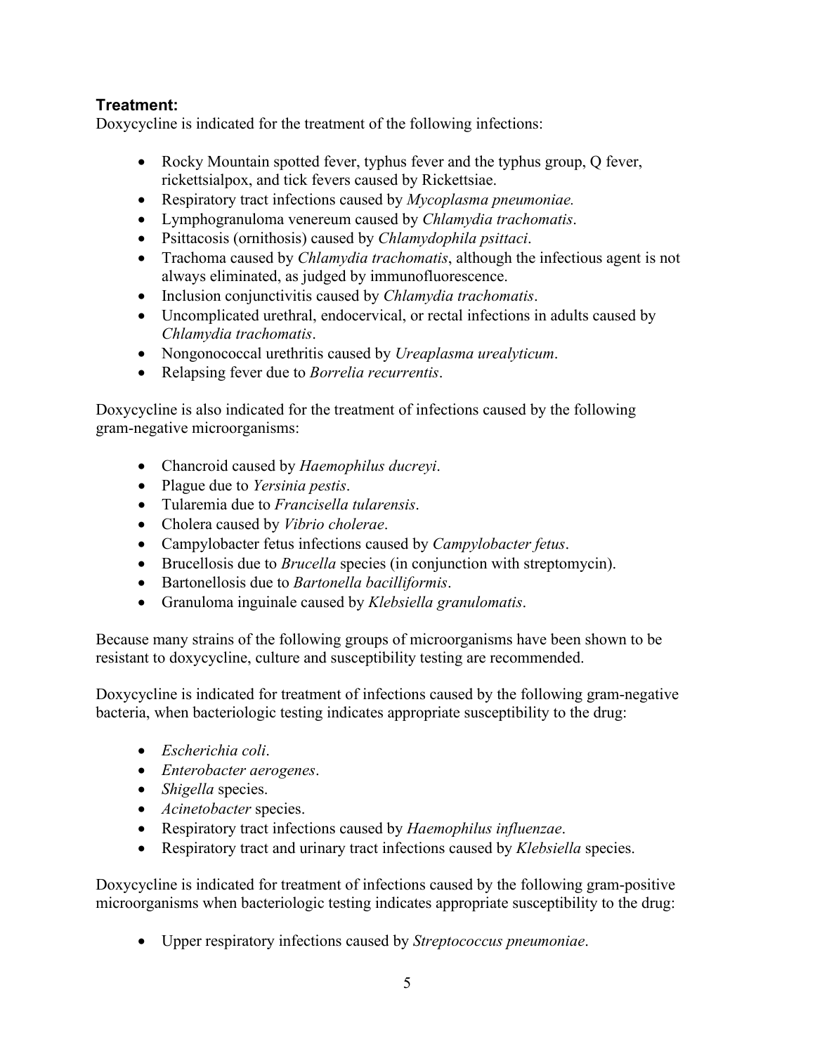**Treatment:**

Doxycycline is indicated for the treatment of the following infections:

- Rocky Mountain spotted fever, typhus fever and the typhus group, Q fever, rickettsialpox, and tick fevers caused by Rickettsiae.
- Respiratory tract infections caused by *Mycoplasma pneumoniae.*
- Lymphogranuloma venereum caused by *Chlamydia trachomatis*.
- Psittacosis (ornithosis) caused by *Chlamydophila psittaci*.
- Trachoma caused by *Chlamydia trachomatis*, although the infectious agent is not always eliminated, as judged by immunofluorescence.
- Inclusion conjunctivitis caused by *Chlamydia trachomatis*.
- Uncomplicated urethral, endocervical, or rectal infections in adults caused by *Chlamydia trachomatis*.
- Nongonococcal urethritis caused by *Ureaplasma urealyticum*.
- Relapsing fever due to *Borrelia recurrentis*.

Doxycycline is also indicated for the treatment of infections caused by the following gram-negative microorganisms:

- Chancroid caused by *Haemophilus ducreyi*.
- Plague due to *Yersinia pestis*.
- Tularemia due to *Francisella tularensis*.
- Cholera caused by *Vibrio cholerae*.
- Campylobacter fetus infections caused by *Campylobacter fetus*.
- Brucellosis due to *Brucella* species (in conjunction with streptomycin).
- Bartonellosis due to *Bartonella bacilliformis*.
- Granuloma inguinale caused by *Klebsiella granulomatis*.

Because many strains of the following groups of microorganisms have been shown to be resistant to doxycycline, culture and susceptibility testing are recommended.

Doxycycline is indicated for treatment of infections caused by the following gram-negative bacteria, when bacteriologic testing indicates appropriate susceptibility to the drug:

- *Escherichia coli*.
- *Enterobacter aerogenes*.
- *Shigella* species.
- *Acinetobacter* species.
- Respiratory tract infections caused by *Haemophilus influenzae*.
- Respiratory tract and urinary tract infections caused by *Klebsiella* species.

Doxycycline is indicated for treatment of infections caused by the following gram-positive microorganisms when bacteriologic testing indicates appropriate susceptibility to the drug:

- Upper respiratory infections caused by *Streptococcus pneumoniae*.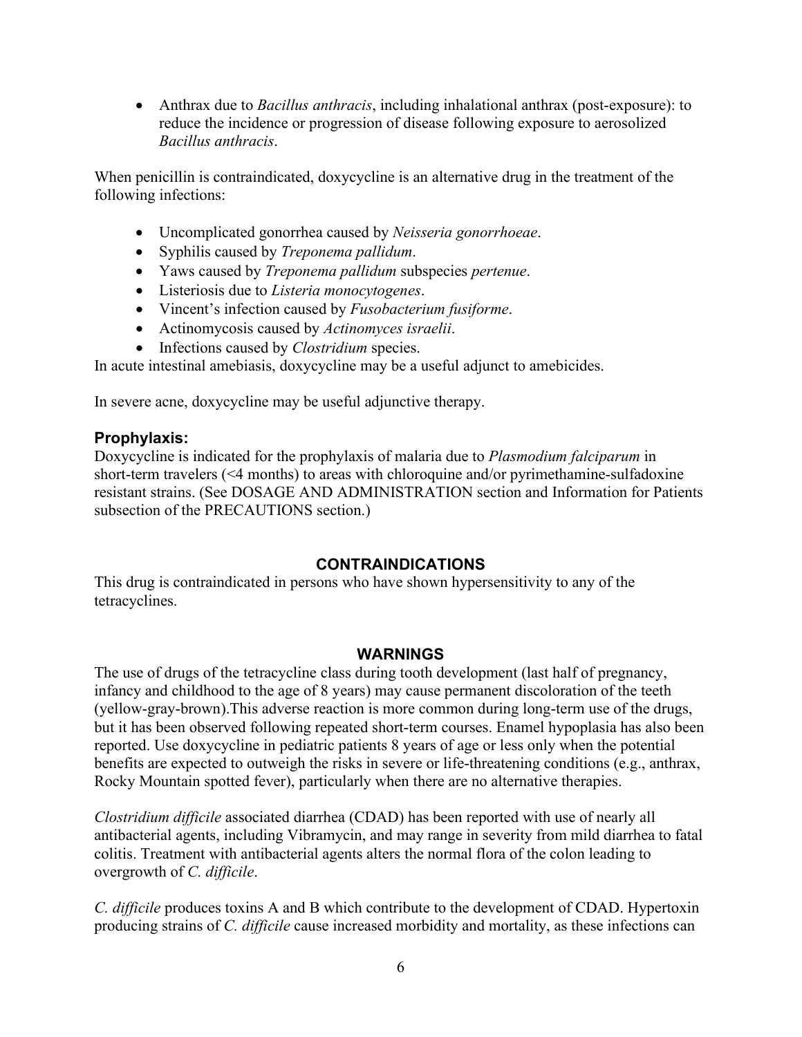- Anthrax due to *Bacillus anthracis*, including inhalational anthrax (post-exposure): to reduce the incidence or progression of disease following exposure to aerosolized *Bacillus anthracis*.

When penicillin is contraindicated, doxycycline is an alternative drug in the treatment of the following infections:

- Uncomplicated gonorrhea caused by *Neisseria gonorrhoeae*.
- Syphilis caused by *Treponema pallidum*.
- Yaws caused by *Treponema pallidum* subspecies *pertenue*.
- Listeriosis due to *Listeria monocytogenes*.
- Vincent's infection caused by *Fusobacterium fusiforme*.
- Actinomycosis caused by *Actinomyces israelii*.
- Infections caused by *Clostridium* species.

In acute intestinal amebiasis, doxycycline may be a useful adjunct to amebicides.

In severe acne, doxycycline may be useful adjunctive therapy.

### Prophylaxis:

Doxycycline is indicated for the prophylaxis of malaria due to *Plasmodium falciparum* in short-term travelers (<4 months) to areas with chloroquine and/or pyrimethamine-sulfadoxine resistant strains. (See DOSAGE AND ADMINISTRATION section and Information for Patients subsection of the PRECAUTIONS section.)

## CONTRAINDICATIONS

This drug is contraindicated in persons who have shown hypersensitivity to any of the tetracyclines.

## WARNINGS

The use of drugs of the tetracycline class during tooth development (last half of pregnancy, infancy and childhood to the age of 8 years) may cause permanent discoloration of the teeth (yellow-gray-brown).This adverse reaction is more common during long-term use of the drugs, but it has been observed following repeated short-term courses. Enamel hypoplasia has also been reported. Use doxycycline in pediatric patients 8 years of age or less only when the potential benefits are expected to outweigh the risks in severe or life-threatening conditions (e.g., anthrax, Rocky Mountain spotted fever), particularly when there are no alternative therapies.

*Clostridium difficile* associated diarrhea (CDAD) has been reported with use of nearly all antibacterial agents, including Vibramycin, and may range in severity from mild diarrhea to fatal colitis. Treatment with antibacterial agents alters the normal flora of the colon leading to overgrowth of *C. difficile*.

*C. difficile* produces toxins A and B which contribute to the development of CDAD. Hypertoxin producing strains of *C. difficile* cause increased morbidity and mortality, as these infections can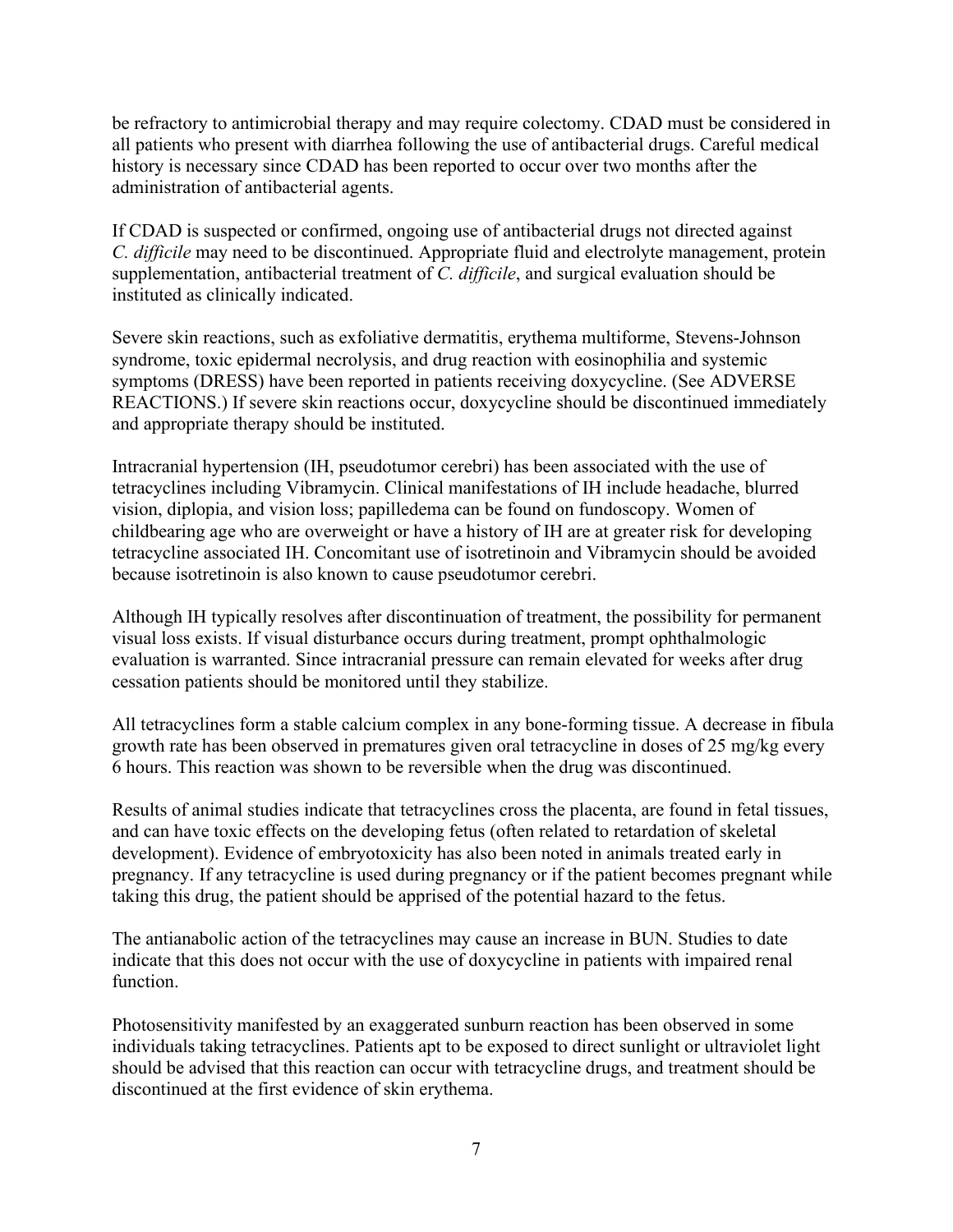be refractory to antimicrobial therapy and may require colectomy. CDAD must be considered in all patients who present with diarrhea following the use of antibacterial drugs. Careful medical history is necessary since CDAD has been reported to occur over two months after the administration of antibacterial agents.

If CDAD is suspected or confirmed, ongoing use of antibacterial drugs not directed against *C. difficile* may need to be discontinued. Appropriate fluid and electrolyte management, protein supplementation, antibacterial treatment of *C. difficile*, and surgical evaluation should be instituted as clinically indicated.

Severe skin reactions, such as exfoliative dermatitis, erythema multiforme, Stevens-Johnson syndrome, toxic epidermal necrolysis, and drug reaction with eosinophilia and systemic symptoms (DRESS) have been reported in patients receiving doxycycline. (See ADVERSE REACTIONS.) If severe skin reactions occur, doxycycline should be discontinued immediately and appropriate therapy should be instituted.

Intracranial hypertension (IH, pseudotumor cerebri) has been associated with the use of tetracyclines including Vibramycin. Clinical manifestations of IH include headache, blurred vision, diplopia, and vision loss; papilledema can be found on fundoscopy. Women of childbearing age who are overweight or have a history of IH are at greater risk for developing tetracycline associated IH. Concomitant use of isotretinoin and Vibramycin should be avoided because isotretinoin is also known to cause pseudotumor cerebri.

Although IH typically resolves after discontinuation of treatment, the possibility for permanent visual loss exists. If visual disturbance occurs during treatment, prompt ophthalmologic evaluation is warranted. Since intracranial pressure can remain elevated for weeks after drug cessation patients should be monitored until they stabilize.

All tetracyclines form a stable calcium complex in any bone-forming tissue. A decrease in fibula growth rate has been observed in prematures given oral tetracycline in doses of 25 mg/kg every 6 hours. This reaction was shown to be reversible when the drug was discontinued.

Results of animal studies indicate that tetracyclines cross the placenta, are found in fetal tissues, and can have toxic effects on the developing fetus (often related to retardation of skeletal development). Evidence of embryotoxicity has also been noted in animals treated early in pregnancy. If any tetracycline is used during pregnancy or if the patient becomes pregnant while taking this drug, the patient should be apprised of the potential hazard to the fetus.

The antianabolic action of the tetracyclines may cause an increase in BUN. Studies to date indicate that this does not occur with the use of doxycycline in patients with impaired renal function.

Photosensitivity manifested by an exaggerated sunburn reaction has been observed in some individuals taking tetracyclines. Patients apt to be exposed to direct sunlight or ultraviolet light should be advised that this reaction can occur with tetracycline drugs, and treatment should be discontinued at the first evidence of skin erythema.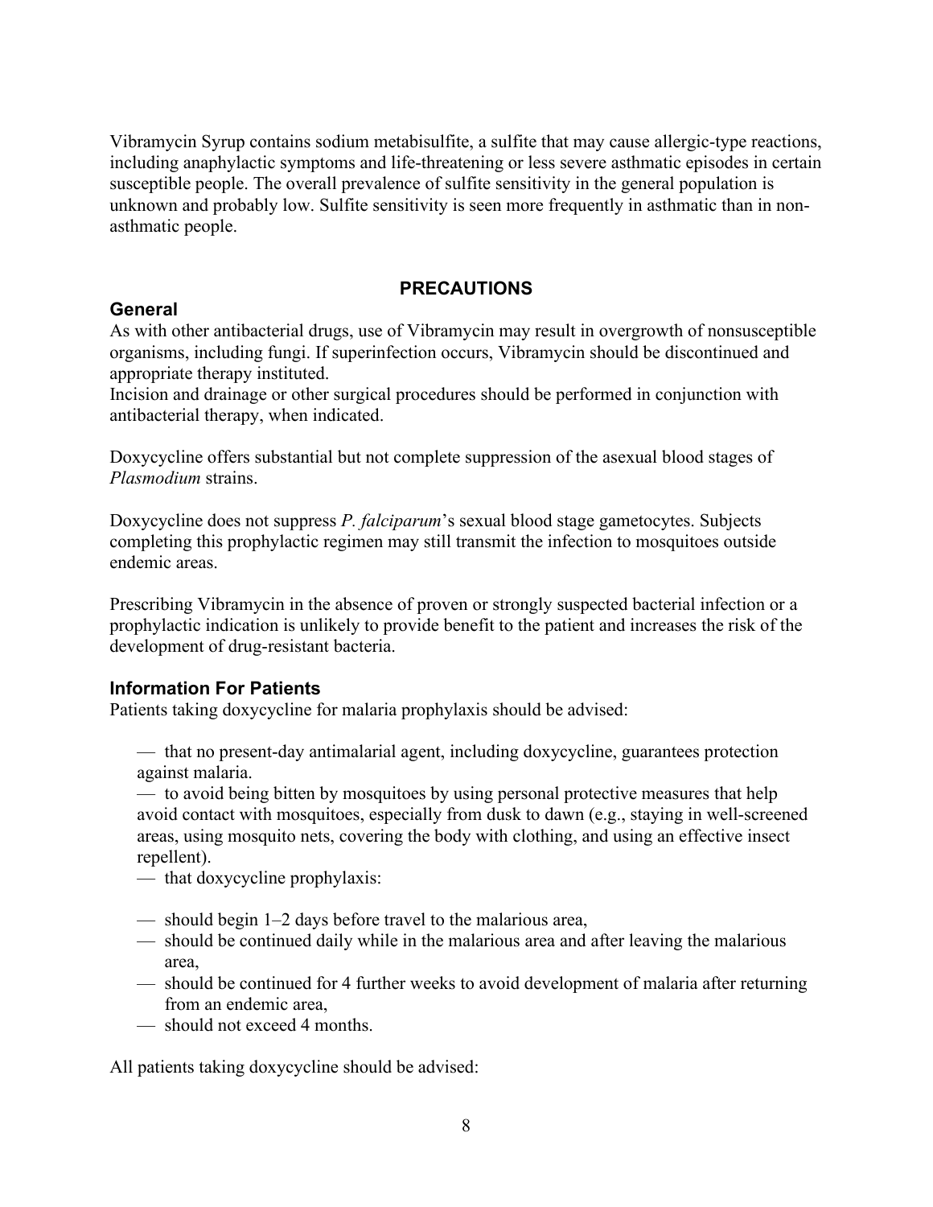Vibramycin Syrup contains sodium metabisulfite, a sulfite that may cause allergic-type reactions, including anaphylactic symptoms and life-threatening or less severe asthmatic episodes in certain susceptible people. The overall prevalence of sulfite sensitivity in the general population is unknown and probably low. Sulfite sensitivity is seen more frequently in asthmatic than in non-asthmatic people.

## PRECAUTIONS

### General

As with other antibacterial drugs, use of Vibramycin may result in overgrowth of nonsusceptible organisms, including fungi. If superinfection occurs, Vibramycin should be discontinued and appropriate therapy instituted.
Incision and drainage or other surgical procedures should be performed in conjunction with antibacterial therapy, when indicated.

Doxycycline offers substantial but not complete suppression of the asexual blood stages of *Plasmodium* strains.

Doxycycline does not suppress *P. falciparum*'s sexual blood stage gametocytes. Subjects completing this prophylactic regimen may still transmit the infection to mosquitoes outside endemic areas.

Prescribing Vibramycin in the absence of proven or strongly suspected bacterial infection or a prophylactic indication is unlikely to provide benefit to the patient and increases the risk of the development of drug-resistant bacteria.

### Information For Patients

Patients taking doxycycline for malaria prophylaxis should be advised:

— that no present-day antimalarial agent, including doxycycline, guarantees protection against malaria.
— to avoid being bitten by mosquitoes by using personal protective measures that help avoid contact with mosquitoes, especially from dusk to dawn (e.g., staying in well-screened areas, using mosquito nets, covering the body with clothing, and using an effective insect repellent).
— that doxycycline prophylaxis:

— should begin 1–2 days before travel to the malarious area,
— should be continued daily while in the malarious area and after leaving the malarious area,
— should be continued for 4 further weeks to avoid development of malaria after returning from an endemic area,
— should not exceed 4 months.

All patients taking doxycycline should be advised: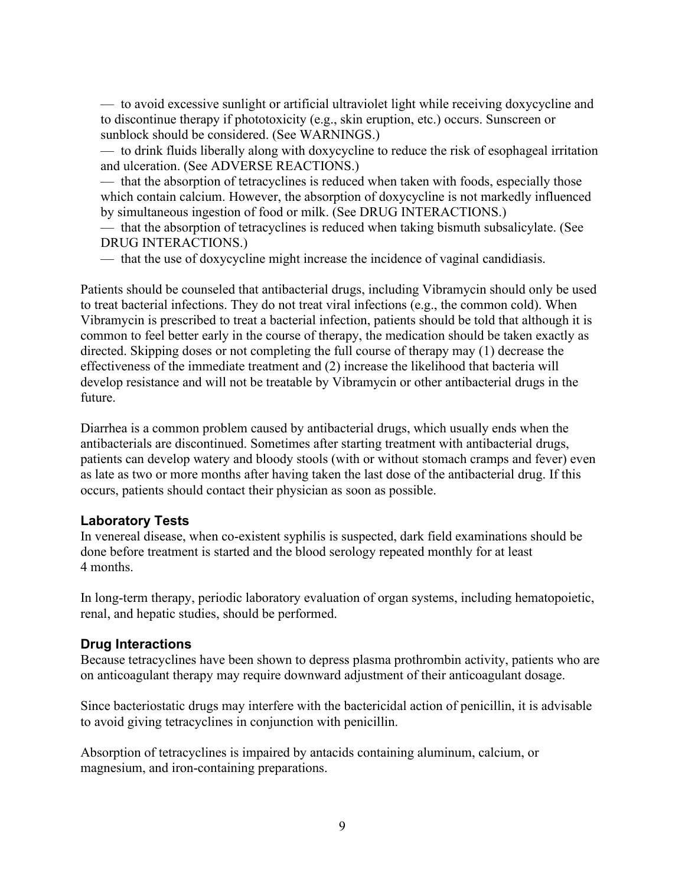— to avoid excessive sunlight or artificial ultraviolet light while receiving doxycycline and to discontinue therapy if phototoxicity (e.g., skin eruption, etc.) occurs. Sunscreen or sunblock should be considered. (See WARNINGS.)

— to drink fluids liberally along with doxycycline to reduce the risk of esophageal irritation and ulceration. (See ADVERSE REACTIONS.)

— that the absorption of tetracyclines is reduced when taken with foods, especially those which contain calcium. However, the absorption of doxycycline is not markedly influenced by simultaneous ingestion of food or milk. (See DRUG INTERACTIONS.)

— that the absorption of tetracyclines is reduced when taking bismuth subsalicylate. (See DRUG INTERACTIONS.)

— that the use of doxycycline might increase the incidence of vaginal candidiasis.

Patients should be counseled that antibacterial drugs, including Vibramycin should only be used to treat bacterial infections. They do not treat viral infections (e.g., the common cold). When Vibramycin is prescribed to treat a bacterial infection, patients should be told that although it is common to feel better early in the course of therapy, the medication should be taken exactly as directed. Skipping doses or not completing the full course of therapy may (1) decrease the effectiveness of the immediate treatment and (2) increase the likelihood that bacteria will develop resistance and will not be treatable by Vibramycin or other antibacterial drugs in the future.

Diarrhea is a common problem caused by antibacterial drugs, which usually ends when the antibacterials are discontinued. Sometimes after starting treatment with antibacterial drugs, patients can develop watery and bloody stools (with or without stomach cramps and fever) even as late as two or more months after having taken the last dose of the antibacterial drug. If this occurs, patients should contact their physician as soon as possible.

### Laboratory Tests

In venereal disease, when co-existent syphilis is suspected, dark field examinations should be done before treatment is started and the blood serology repeated monthly for at least 4 months.

In long-term therapy, periodic laboratory evaluation of organ systems, including hematopoietic, renal, and hepatic studies, should be performed.

### Drug Interactions

Because tetracyclines have been shown to depress plasma prothrombin activity, patients who are on anticoagulant therapy may require downward adjustment of their anticoagulant dosage.

Since bacteriostatic drugs may interfere with the bactericidal action of penicillin, it is advisable to avoid giving tetracyclines in conjunction with penicillin.

Absorption of tetracyclines is impaired by antacids containing aluminum, calcium, or magnesium, and iron-containing preparations.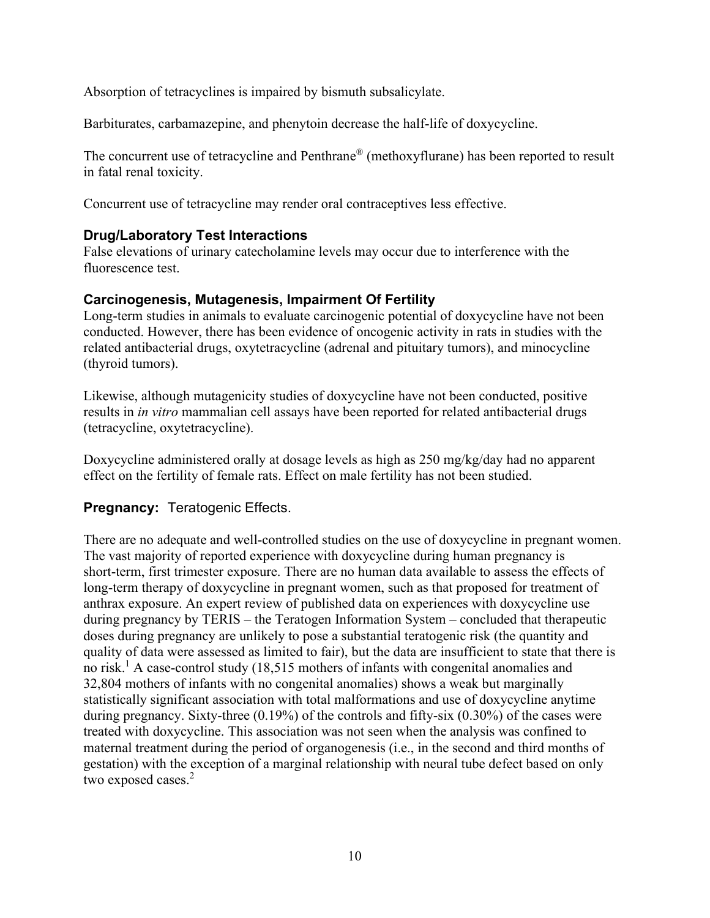Absorption of tetracyclines is impaired by bismuth subsalicylate.

Barbiturates, carbamazepine, and phenytoin decrease the half-life of doxycycline.

The concurrent use of tetracycline and Penthrane® (methoxyflurane) has been reported to result in fatal renal toxicity.

Concurrent use of tetracycline may render oral contraceptives less effective.

### Drug/Laboratory Test Interactions

False elevations of urinary catecholamine levels may occur due to interference with the fluorescence test.

### Carcinogenesis, Mutagenesis, Impairment Of Fertility

Long-term studies in animals to evaluate carcinogenic potential of doxycycline have not been conducted. However, there has been evidence of oncogenic activity in rats in studies with the related antibacterial drugs, oxytetracycline (adrenal and pituitary tumors), and minocycline (thyroid tumors).

Likewise, although mutagenicity studies of doxycycline have not been conducted, positive results in *in vitro* mammalian cell assays have been reported for related antibacterial drugs (tetracycline, oxytetracycline).

Doxycycline administered orally at dosage levels as high as 250 mg/kg/day had no apparent effect on the fertility of female rats. Effect on male fertility has not been studied.

### **Pregnancy:** Teratogenic Effects.

There are no adequate and well-controlled studies on the use of doxycycline in pregnant women. The vast majority of reported experience with doxycycline during human pregnancy is short-term, first trimester exposure. There are no human data available to assess the effects of long-term therapy of doxycycline in pregnant women, such as that proposed for treatment of anthrax exposure. An expert review of published data on experiences with doxycycline use during pregnancy by TERIS – the Teratogen Information System – concluded that therapeutic doses during pregnancy are unlikely to pose a substantial teratogenic risk (the quantity and quality of data were assessed as limited to fair), but the data are insufficient to state that there is no risk.[1] A case-control study (18,515 mothers of infants with congenital anomalies and 32,804 mothers of infants with no congenital anomalies) shows a weak but marginally statistically significant association with total malformations and use of doxycycline anytime during pregnancy. Sixty-three (0.19%) of the controls and fifty-six (0.30%) of the cases were treated with doxycycline. This association was not seen when the analysis was confined to maternal treatment during the period of organogenesis (i.e., in the second and third months of gestation) with the exception of a marginal relationship with neural tube defect based on only two exposed cases.[2]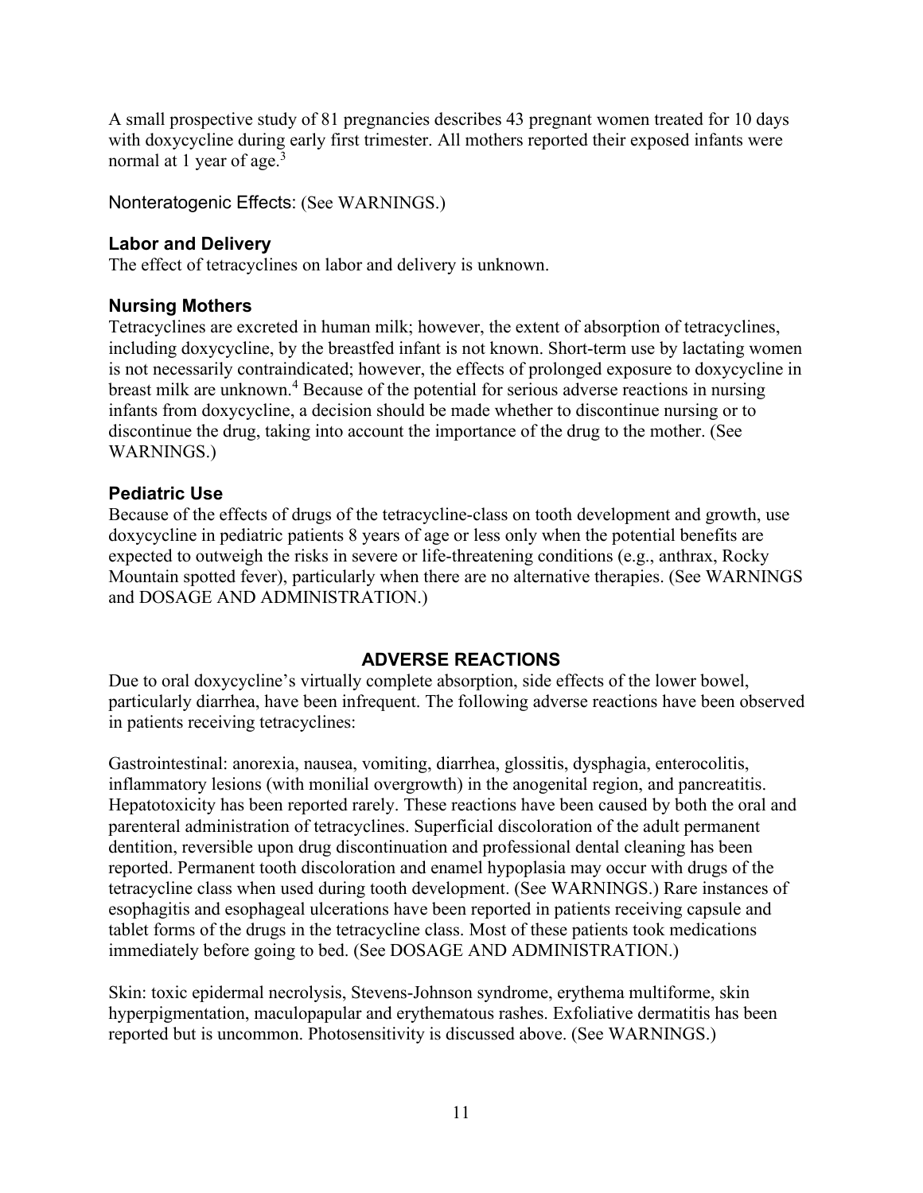A small prospective study of 81 pregnancies describes 43 pregnant women treated for 10 days with doxycycline during early first trimester. All mothers reported their exposed infants were normal at 1 year of age.[3]

Nonteratogenic Effects: (See WARNINGS.)

### Labor and Delivery

The effect of tetracyclines on labor and delivery is unknown.

### Nursing Mothers

Tetracyclines are excreted in human milk; however, the extent of absorption of tetracyclines, including doxycycline, by the breastfed infant is not known. Short-term use by lactating women is not necessarily contraindicated; however, the effects of prolonged exposure to doxycycline in breast milk are unknown.[4] Because of the potential for serious adverse reactions in nursing infants from doxycycline, a decision should be made whether to discontinue nursing or to discontinue the drug, taking into account the importance of the drug to the mother. (See WARNINGS.)

### Pediatric Use

Because of the effects of drugs of the tetracycline-class on tooth development and growth, use doxycycline in pediatric patients 8 years of age or less only when the potential benefits are expected to outweigh the risks in severe or life-threatening conditions (e.g., anthrax, Rocky Mountain spotted fever), particularly when there are no alternative therapies. (See WARNINGS and DOSAGE AND ADMINISTRATION.)

## ADVERSE REACTIONS

Due to oral doxycycline's virtually complete absorption, side effects of the lower bowel, particularly diarrhea, have been infrequent. The following adverse reactions have been observed in patients receiving tetracyclines:

Gastrointestinal: anorexia, nausea, vomiting, diarrhea, glossitis, dysphagia, enterocolitis, inflammatory lesions (with monilial overgrowth) in the anogenital region, and pancreatitis. Hepatotoxicity has been reported rarely. These reactions have been caused by both the oral and parenteral administration of tetracyclines. Superficial discoloration of the adult permanent dentition, reversible upon drug discontinuation and professional dental cleaning has been reported. Permanent tooth discoloration and enamel hypoplasia may occur with drugs of the tetracycline class when used during tooth development. (See WARNINGS.) Rare instances of esophagitis and esophageal ulcerations have been reported in patients receiving capsule and tablet forms of the drugs in the tetracycline class. Most of these patients took medications immediately before going to bed. (See DOSAGE AND ADMINISTRATION.)

Skin: toxic epidermal necrolysis, Stevens-Johnson syndrome, erythema multiforme, skin hyperpigmentation, maculopapular and erythematous rashes. Exfoliative dermatitis has been reported but is uncommon. Photosensitivity is discussed above. (See WARNINGS.)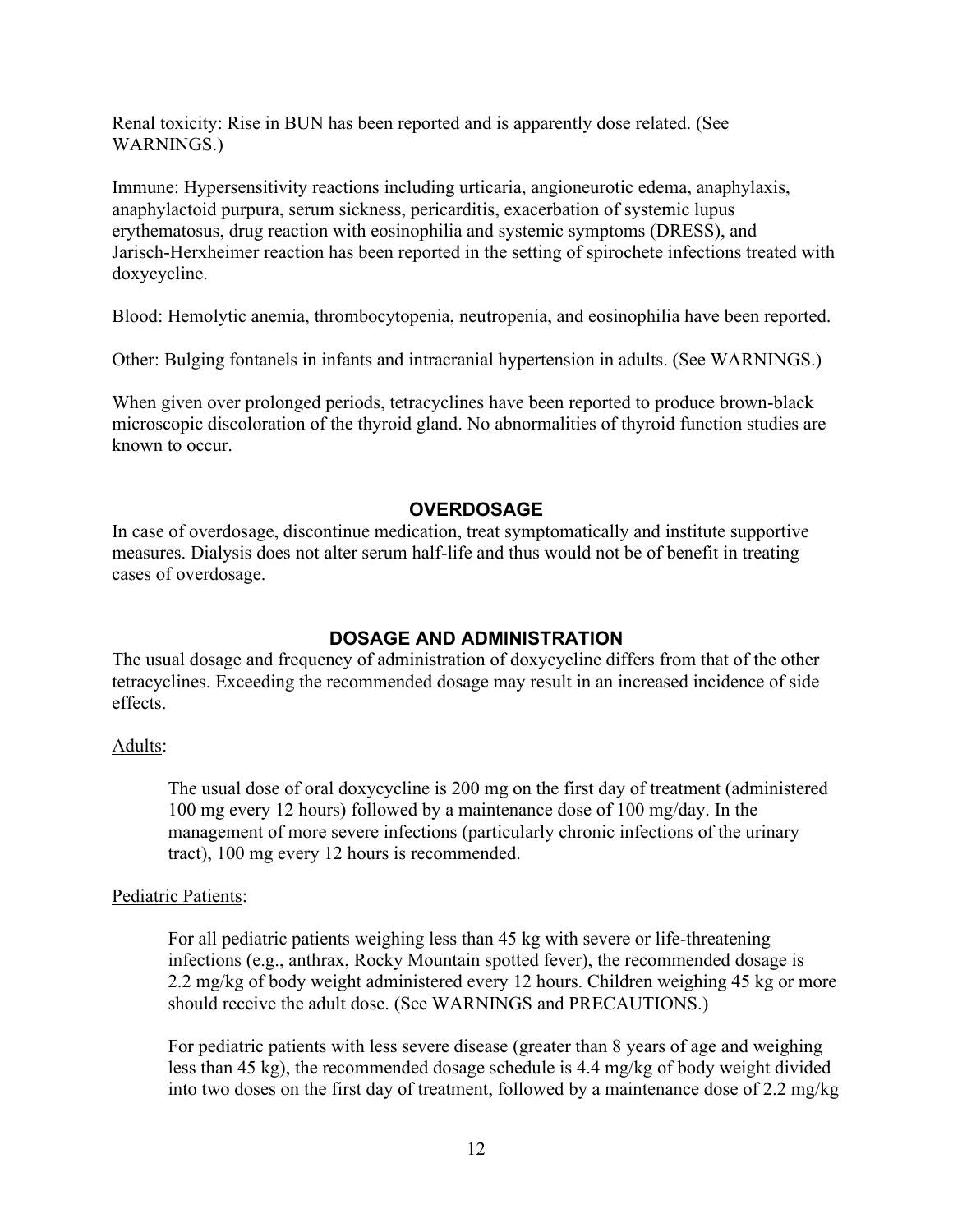Renal toxicity: Rise in BUN has been reported and is apparently dose related. (See WARNINGS.)

Immune: Hypersensitivity reactions including urticaria, angioneurotic edema, anaphylaxis, anaphylactoid purpura, serum sickness, pericarditis, exacerbation of systemic lupus erythematosus, drug reaction with eosinophilia and systemic symptoms (DRESS), and Jarisch-Herxheimer reaction has been reported in the setting of spirochete infections treated with doxycycline.

Blood: Hemolytic anemia, thrombocytopenia, neutropenia, and eosinophilia have been reported.

Other: Bulging fontanels in infants and intracranial hypertension in adults. (See WARNINGS.)

When given over prolonged periods, tetracyclines have been reported to produce brown-black microscopic discoloration of the thyroid gland. No abnormalities of thyroid function studies are known to occur.

## OVERDOSAGE

In case of overdosage, discontinue medication, treat symptomatically and institute supportive measures. Dialysis does not alter serum half-life and thus would not be of benefit in treating cases of overdosage.

## DOSAGE AND ADMINISTRATION

The usual dosage and frequency of administration of doxycycline differs from that of the other tetracyclines. Exceeding the recommended dosage may result in an increased incidence of side effects.

Adults:

> The usual dose of oral doxycycline is 200 mg on the first day of treatment (administered 100 mg every 12 hours) followed by a maintenance dose of 100 mg/day. In the management of more severe infections (particularly chronic infections of the urinary tract), 100 mg every 12 hours is recommended.

Pediatric Patients:

> For all pediatric patients weighing less than 45 kg with severe or life-threatening infections (e.g., anthrax, Rocky Mountain spotted fever), the recommended dosage is 2.2 mg/kg of body weight administered every 12 hours. Children weighing 45 kg or more should receive the adult dose. (See WARNINGS and PRECAUTIONS.)
>
> For pediatric patients with less severe disease (greater than 8 years of age and weighing less than 45 kg), the recommended dosage schedule is 4.4 mg/kg of body weight divided into two doses on the first day of treatment, followed by a maintenance dose of 2.2 mg/kg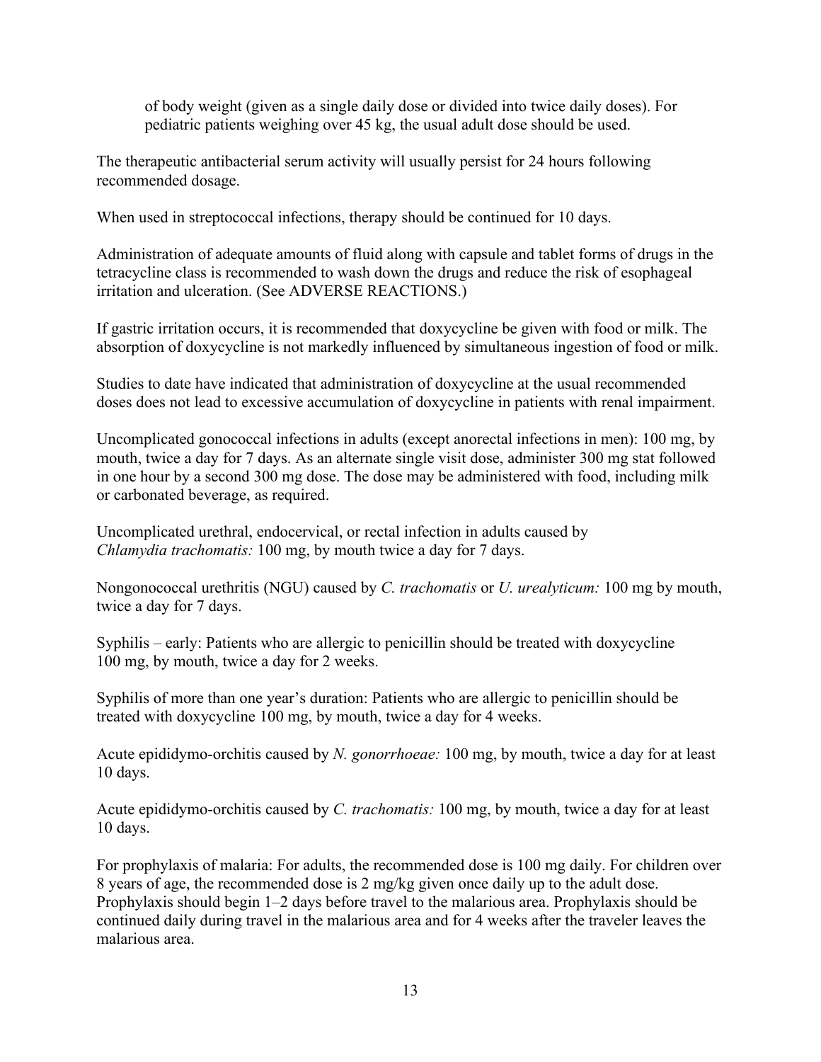of body weight (given as a single daily dose or divided into twice daily doses). For pediatric patients weighing over 45 kg, the usual adult dose should be used.

The therapeutic antibacterial serum activity will usually persist for 24 hours following recommended dosage.

When used in streptococcal infections, therapy should be continued for 10 days.

Administration of adequate amounts of fluid along with capsule and tablet forms of drugs in the tetracycline class is recommended to wash down the drugs and reduce the risk of esophageal irritation and ulceration. (See ADVERSE REACTIONS.)

If gastric irritation occurs, it is recommended that doxycycline be given with food or milk. The absorption of doxycycline is not markedly influenced by simultaneous ingestion of food or milk.

Studies to date have indicated that administration of doxycycline at the usual recommended doses does not lead to excessive accumulation of doxycycline in patients with renal impairment.

Uncomplicated gonococcal infections in adults (except anorectal infections in men): 100 mg, by mouth, twice a day for 7 days. As an alternate single visit dose, administer 300 mg stat followed in one hour by a second 300 mg dose. The dose may be administered with food, including milk or carbonated beverage, as required.

Uncomplicated urethral, endocervical, or rectal infection in adults caused by *Chlamydia trachomatis:* 100 mg, by mouth twice a day for 7 days.

Nongonococcal urethritis (NGU) caused by *C. trachomatis* or *U. urealyticum:* 100 mg by mouth, twice a day for 7 days.

Syphilis – early: Patients who are allergic to penicillin should be treated with doxycycline 100 mg, by mouth, twice a day for 2 weeks.

Syphilis of more than one year's duration: Patients who are allergic to penicillin should be treated with doxycycline 100 mg, by mouth, twice a day for 4 weeks.

Acute epididymo-orchitis caused by *N. gonorrhoeae:* 100 mg, by mouth, twice a day for at least 10 days.

Acute epididymo-orchitis caused by *C. trachomatis:* 100 mg, by mouth, twice a day for at least 10 days.

For prophylaxis of malaria: For adults, the recommended dose is 100 mg daily. For children over 8 years of age, the recommended dose is 2 mg/kg given once daily up to the adult dose. Prophylaxis should begin 1–2 days before travel to the malarious area. Prophylaxis should be continued daily during travel in the malarious area and for 4 weeks after the traveler leaves the malarious area.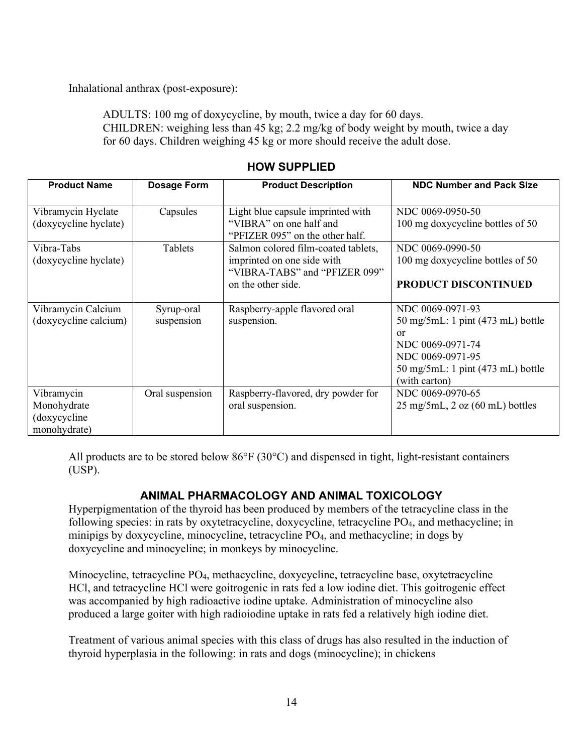Inhalational anthrax (post-exposure):

ADULTS: 100 mg of doxycycline, by mouth, twice a day for 60 days.
CHILDREN: weighing less than 45 kg; 2.2 mg/kg of body weight by mouth, twice a day for 60 days. Children weighing 45 kg or more should receive the adult dose.

## HOW SUPPLIED

| Product Name | Dosage Form | Product Description | NDC Number and Pack Size |
|---|---|---|---|
| Vibramycin Hyclate (doxycycline hyclate) | Capsules | Light blue capsule imprinted with "VIBRA" on one half and "PFIZER 095" on the other half. | NDC 0069-0950-50<br>100 mg doxycycline bottles of 50 |
| Vibra-Tabs (doxycycline hyclate) | Tablets | Salmon colored film-coated tablets, imprinted on one side with "VIBRA-TABS" and "PFIZER 099" on the other side. | NDC 0069-0990-50<br>100 mg doxycycline bottles of 50<br><br>**PRODUCT DISCONTINUED** |
| Vibramycin Calcium (doxycycline calcium) | Syrup-oral suspension | Raspberry-apple flavored oral suspension. | NDC 0069-0971-93<br>50 mg/5mL: 1 pint (473 mL) bottle<br>or<br>NDC 0069-0971-74<br>NDC 0069-0971-95<br>50 mg/5mL: 1 pint (473 mL) bottle (with carton) |
| Vibramycin Monohydrate (doxycycline monohydrate) | Oral suspension | Raspberry-flavored, dry powder for oral suspension. | NDC 0069-0970-65<br>25 mg/5mL, 2 oz (60 mL) bottles |

All products are to be stored below 86°F (30°C) and dispensed in tight, light-resistant containers (USP).

## ANIMAL PHARMACOLOGY AND ANIMAL TOXICOLOGY

Hyperpigmentation of the thyroid has been produced by members of the tetracycline class in the following species: in rats by oxytetracycline, doxycycline, tetracycline $PO_4$, and methacycline; in minipigs by doxycycline, minocycline, tetracycline $PO_4$, and methacycline; in dogs by doxycycline and minocycline; in monkeys by minocycline.

Minocycline, tetracycline $PO_4$, methacycline, doxycycline, tetracycline base, oxytetracycline HCl, and tetracycline HCl were goitrogenic in rats fed a low iodine diet. This goitrogenic effect was accompanied by high radioactive iodine uptake. Administration of minocycline also produced a large goiter with high radioiodine uptake in rats fed a relatively high iodine diet.

Treatment of various animal species with this class of drugs has also resulted in the induction of thyroid hyperplasia in the following: in rats and dogs (minocycline); in chickens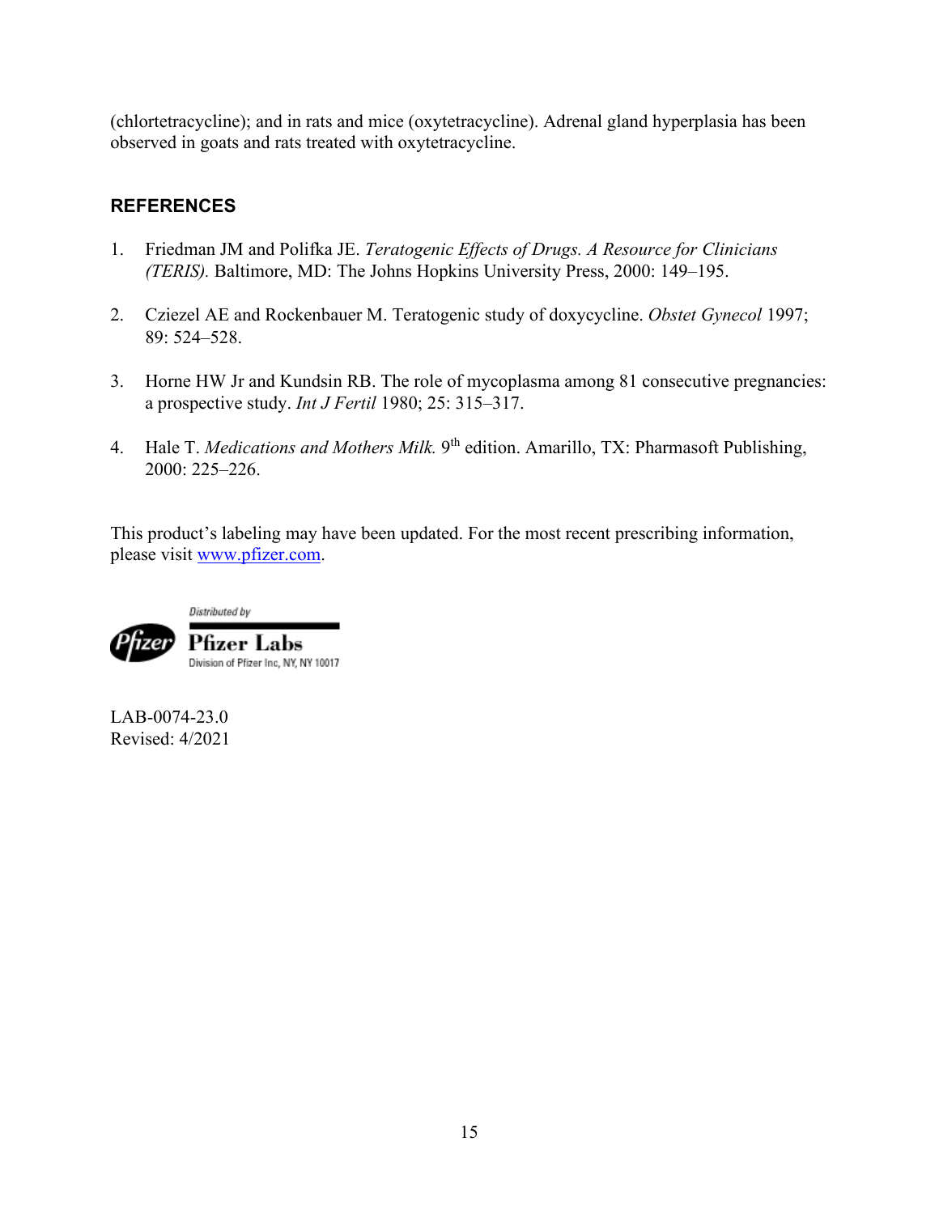(chlortetracycline); and in rats and mice (oxytetracycline). Adrenal gland hyperplasia has been observed in goats and rats treated with oxytetracycline.

## REFERENCES

1. Friedman JM and Polifka JE. *Teratogenic Effects of Drugs. A Resource for Clinicians (TERIS).* Baltimore, MD: The Johns Hopkins University Press, 2000: 149–195.

2. Cziezel AE and Rockenbauer M. Teratogenic study of doxycycline. *Obstet Gynecol* 1997; 89: 524–528.

3. Horne HW Jr and Kundsin RB. The role of mycoplasma among 81 consecutive pregnancies: a prospective study. *Int J Fertil* 1980; 25: 315–317.

4. Hale T. *Medications and Mothers Milk.* 9th edition. Amarillo, TX: Pharmasoft Publishing, 2000: 225–226.

This product's labeling may have been updated. For the most recent prescribing information, please visit www.pfizer.com.

Distributed by

Pfizer Labs

Division of Pfizer Inc, NY, NY 10017

LAB-0074-23.0
Revised: 4/2021